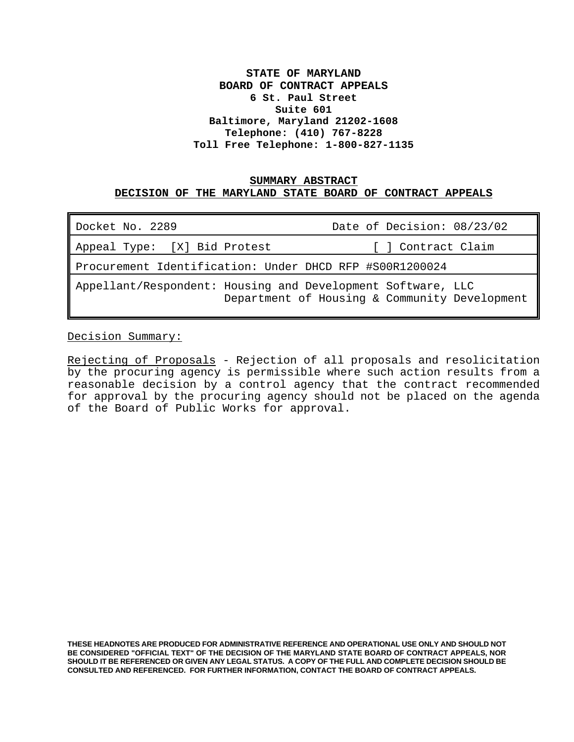**STATE OF MARYLAND**
**BOARD OF CONTRACT APPEALS**
**6 St. Paul Street**
**Suite 601**
**Baltimore, Maryland 21202-1608**
**Telephone: (410) 767-8228**
**Toll Free Telephone: 1-800-827-1135**

## SUMMARY ABSTRACT
## DECISION OF THE MARYLAND STATE BOARD OF CONTRACT APPEALS

| Docket No. 2289 | Date of Decision: 08/23/02 |
|---|---|
| Appeal Type: [X] Bid Protest | [ ] Contract Claim |
| Procurement Identification: Under DHCD RFP #S00R1200024 | |
| Appellant/Respondent: Housing and Development Software, LLC<br>Department of Housing & Community Development | |

Decision Summary:

Rejecting of Proposals - Rejection of all proposals and resolicitation by the procuring agency is permissible where such action results from a reasonable decision by a control agency that the contract recommended for approval by the procuring agency should not be placed on the agenda of the Board of Public Works for approval.

**THESE HEADNOTES ARE PRODUCED FOR ADMINISTRATIVE REFERENCE AND OPERATIONAL USE ONLY AND SHOULD NOT BE CONSIDERED "OFFICIAL TEXT" OF THE DECISION OF THE MARYLAND STATE BOARD OF CONTRACT APPEALS, NOR SHOULD IT BE REFERENCED OR GIVEN ANY LEGAL STATUS. A COPY OF THE FULL AND COMPLETE DECISION SHOULD BE CONSULTED AND REFERENCED. FOR FURTHER INFORMATION, CONTACT THE BOARD OF CONTRACT APPEALS.**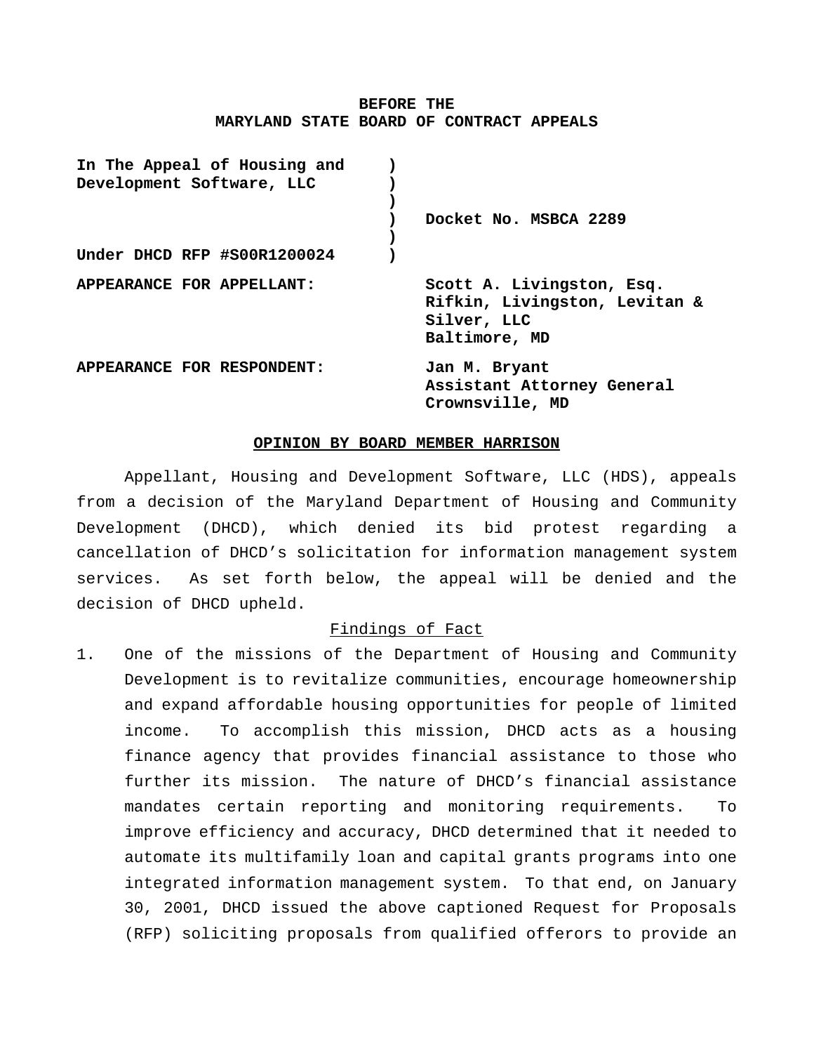**BEFORE THE**
**MARYLAND STATE BOARD OF CONTRACT APPEALS**

| | | |
|---|---|---|
| **In The Appeal of Housing and Development Software, LLC** | ) | |
| | ) | **Docket No. MSBCA 2289** |
| **Under DHCD RFP #S00R1200024** | ) | |

**APPEARANCE FOR APPELLANT:** **Scott A. Livingston, Esq.**
**Rifkin, Livingston, Levitan & Silver, LLC**
**Baltimore, MD**

**APPEARANCE FOR RESPONDENT:** **Jan M. Bryant**
**Assistant Attorney General**
**Crownsville, MD**

**OPINION BY BOARD MEMBER HARRISON**

Appellant, Housing and Development Software, LLC (HDS), appeals from a decision of the Maryland Department of Housing and Community Development (DHCD), which denied its bid protest regarding a cancellation of DHCD's solicitation for information management system services. As set forth below, the appeal will be denied and the decision of DHCD upheld.

Findings of Fact

1. One of the missions of the Department of Housing and Community Development is to revitalize communities, encourage homeownership and expand affordable housing opportunities for people of limited income. To accomplish this mission, DHCD acts as a housing finance agency that provides financial assistance to those who further its mission. The nature of DHCD's financial assistance mandates certain reporting and monitoring requirements. To improve efficiency and accuracy, DHCD determined that it needed to automate its multifamily loan and capital grants programs into one integrated information management system. To that end, on January 30, 2001, DHCD issued the above captioned Request for Proposals (RFP) soliciting proposals from qualified offerors to provide an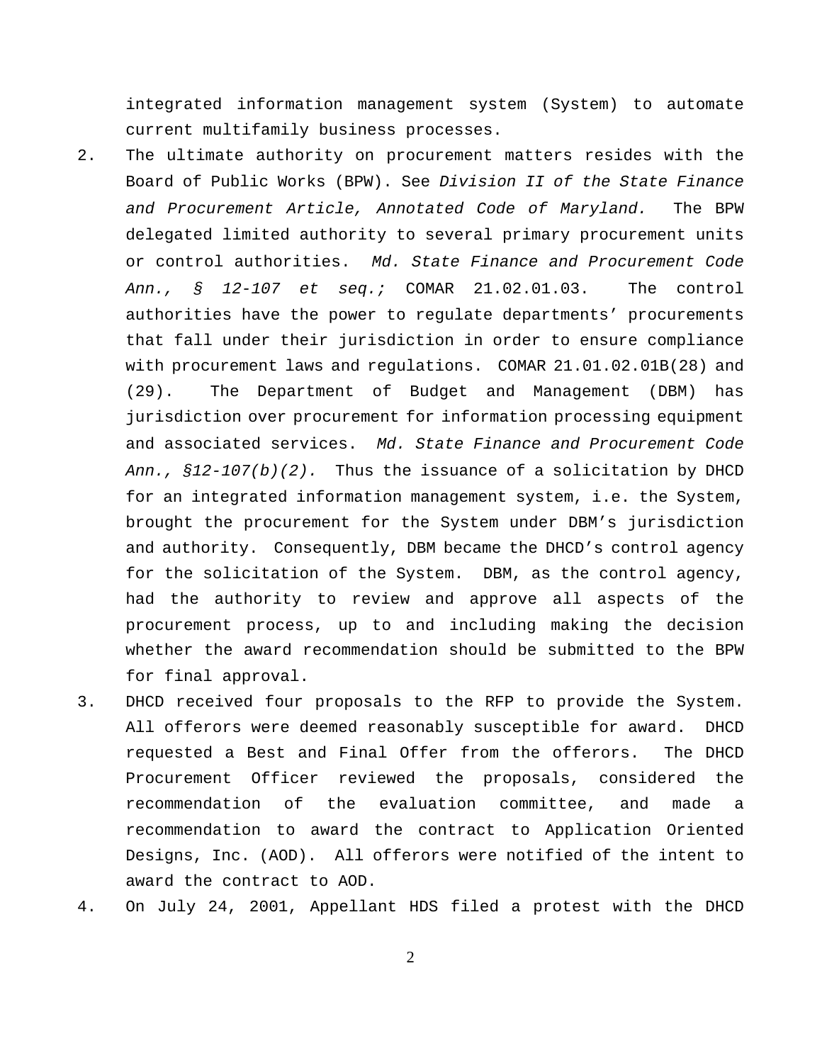integrated information management system (System) to automate current multifamily business processes.

2. The ultimate authority on procurement matters resides with the Board of Public Works (BPW). See *Division II of the State Finance and Procurement Article, Annotated Code of Maryland.* The BPW delegated limited authority to several primary procurement units or control authorities. *Md. State Finance and Procurement Code Ann., § 12-107 et seq.;* COMAR 21.02.01.03. The control authorities have the power to regulate departments' procurements that fall under their jurisdiction in order to ensure compliance with procurement laws and regulations. COMAR 21.01.02.01B(28) and (29). The Department of Budget and Management (DBM) has jurisdiction over procurement for information processing equipment and associated services. *Md. State Finance and Procurement Code Ann., §12-107(b)(2).* Thus the issuance of a solicitation by DHCD for an integrated information management system, i.e. the System, brought the procurement for the System under DBM's jurisdiction and authority. Consequently, DBM became the DHCD's control agency for the solicitation of the System. DBM, as the control agency, had the authority to review and approve all aspects of the procurement process, up to and including making the decision whether the award recommendation should be submitted to the BPW for final approval.

3. DHCD received four proposals to the RFP to provide the System. All offerors were deemed reasonably susceptible for award. DHCD requested a Best and Final Offer from the offerors. The DHCD Procurement Officer reviewed the proposals, considered the recommendation of the evaluation committee, and made a recommendation to award the contract to Application Oriented Designs, Inc. (AOD). All offerors were notified of the intent to award the contract to AOD.

4. On July 24, 2001, Appellant HDS filed a protest with the DHCD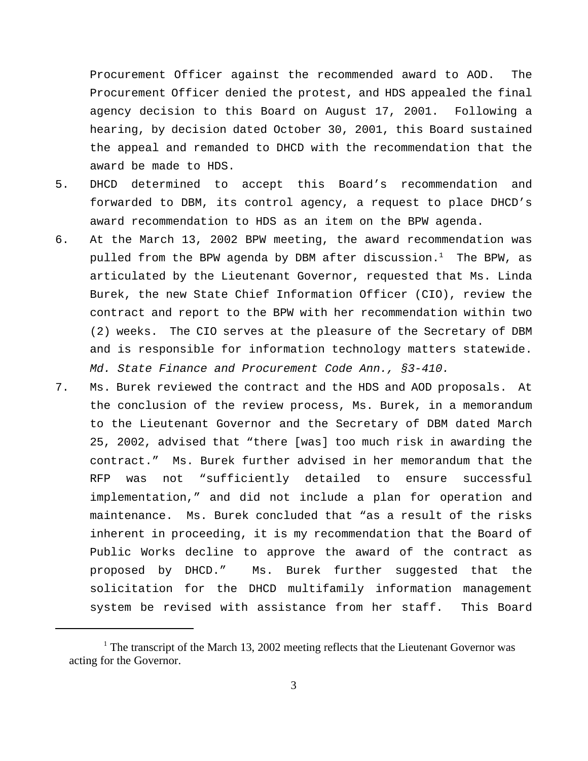Procurement Officer against the recommended award to AOD. The Procurement Officer denied the protest, and HDS appealed the final agency decision to this Board on August 17, 2001. Following a hearing, by decision dated October 30, 2001, this Board sustained the appeal and remanded to DHCD with the recommendation that the award be made to HDS.

5. DHCD determined to accept this Board's recommendation and forwarded to DBM, its control agency, a request to place DHCD's award recommendation to HDS as an item on the BPW agenda.
6. At the March 13, 2002 BPW meeting, the award recommendation was pulled from the BPW agenda by DBM after discussion.[1] The BPW, as articulated by the Lieutenant Governor, requested that Ms. Linda Burek, the new State Chief Information Officer (CIO), review the contract and report to the BPW with her recommendation within two (2) weeks. The CIO serves at the pleasure of the Secretary of DBM and is responsible for information technology matters statewide. *Md. State Finance and Procurement Code Ann., §3-410.*
7. Ms. Burek reviewed the contract and the HDS and AOD proposals. At the conclusion of the review process, Ms. Burek, in a memorandum to the Lieutenant Governor and the Secretary of DBM dated March 25, 2002, advised that "there [was] too much risk in awarding the contract." Ms. Burek further advised in her memorandum that the RFP was not "sufficiently detailed to ensure successful implementation," and did not include a plan for operation and maintenance. Ms. Burek concluded that "as a result of the risks inherent in proceeding, it is my recommendation that the Board of Public Works decline to approve the award of the contract as proposed by DHCD." Ms. Burek further suggested that the solicitation for the DHCD multifamily information management system be revised with assistance from her staff. This Board

[1] The transcript of the March 13, 2002 meeting reflects that the Lieutenant Governor was acting for the Governor.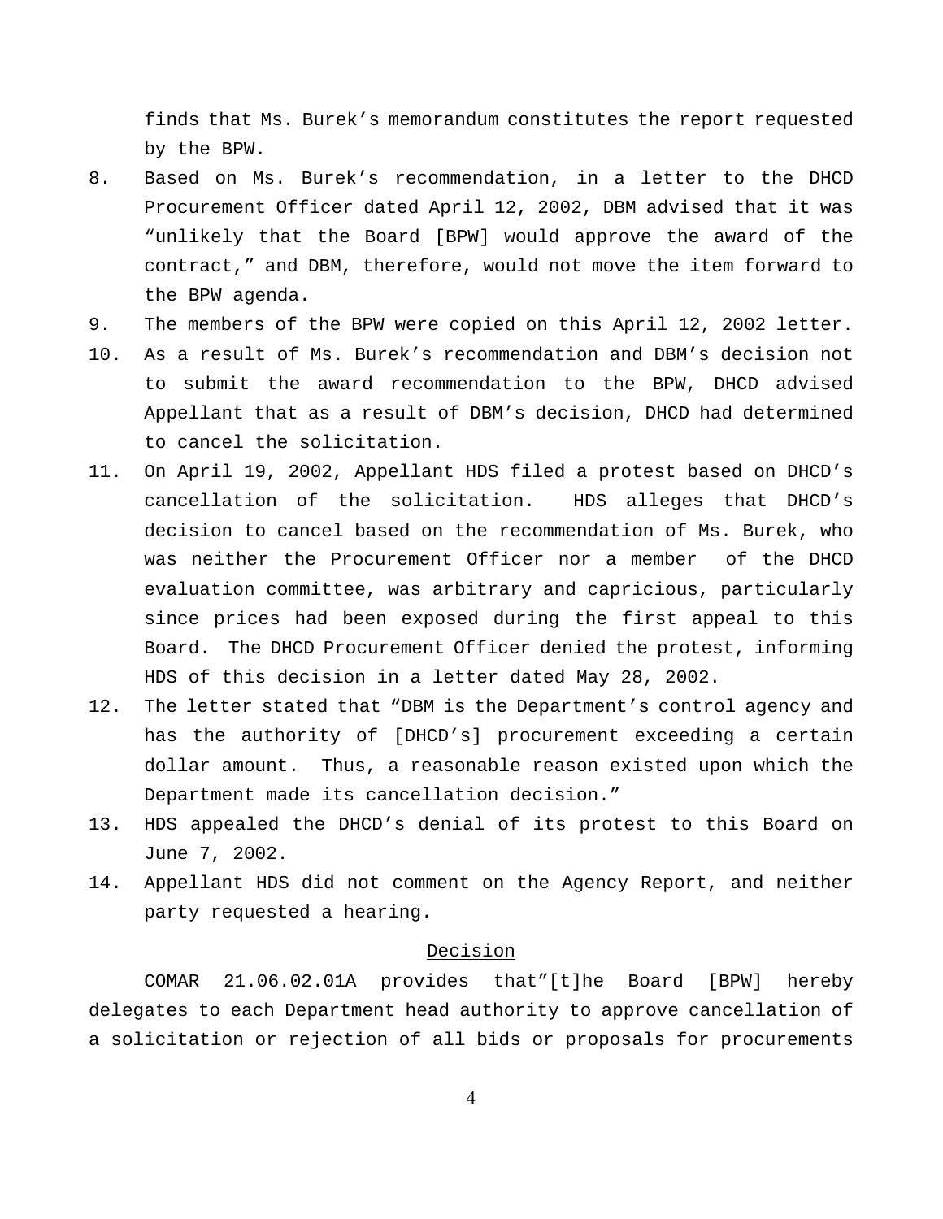finds that Ms. Burek's memorandum constitutes the report requested by the BPW.

8. Based on Ms. Burek's recommendation, in a letter to the DHCD Procurement Officer dated April 12, 2002, DBM advised that it was "unlikely that the Board [BPW] would approve the award of the contract," and DBM, therefore, would not move the item forward to the BPW agenda.
9. The members of the BPW were copied on this April 12, 2002 letter.
10. As a result of Ms. Burek's recommendation and DBM's decision not to submit the award recommendation to the BPW, DHCD advised Appellant that as a result of DBM's decision, DHCD had determined to cancel the solicitation.
11. On April 19, 2002, Appellant HDS filed a protest based on DHCD's cancellation of the solicitation. HDS alleges that DHCD's decision to cancel based on the recommendation of Ms. Burek, who was neither the Procurement Officer nor a member of the DHCD evaluation committee, was arbitrary and capricious, particularly since prices had been exposed during the first appeal to this Board. The DHCD Procurement Officer denied the protest, informing HDS of this decision in a letter dated May 28, 2002.
12. The letter stated that "DBM is the Department's control agency and has the authority of [DHCD's] procurement exceeding a certain dollar amount. Thus, a reasonable reason existed upon which the Department made its cancellation decision."
13. HDS appealed the DHCD's denial of its protest to this Board on June 7, 2002.
14. Appellant HDS did not comment on the Agency Report, and neither party requested a hearing.

## Decision

COMAR 21.06.02.01A provides that"[t]he Board [BPW] hereby delegates to each Department head authority to approve cancellation of a solicitation or rejection of all bids or proposals for procurements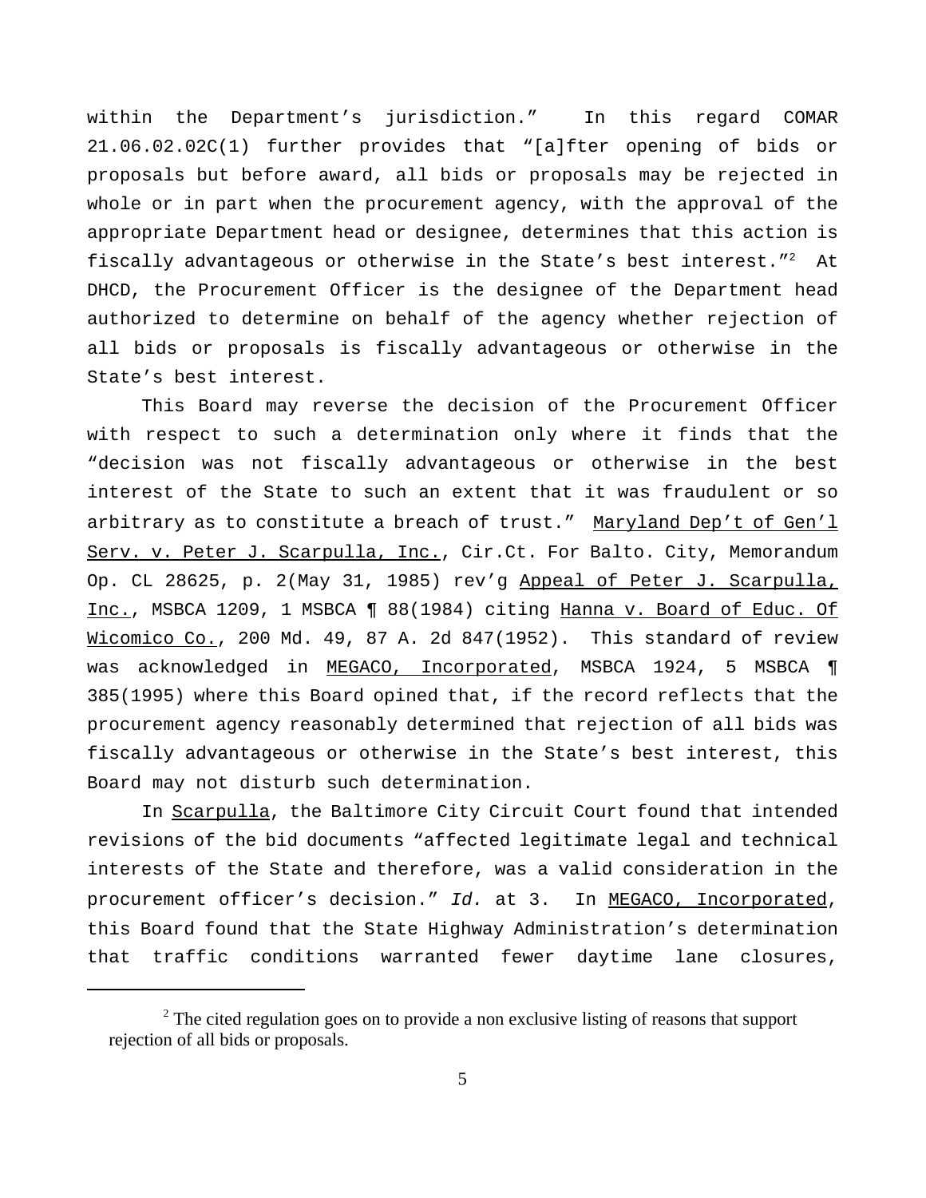within the Department's jurisdiction." In this regard COMAR 21.06.02.02C(1) further provides that "[a]fter opening of bids or proposals but before award, all bids or proposals may be rejected in whole or in part when the procurement agency, with the approval of the appropriate Department head or designee, determines that this action is fiscally advantageous or otherwise in the State's best interest."[2] At DHCD, the Procurement Officer is the designee of the Department head authorized to determine on behalf of the agency whether rejection of all bids or proposals is fiscally advantageous or otherwise in the State's best interest.

This Board may reverse the decision of the Procurement Officer with respect to such a determination only where it finds that the "decision was not fiscally advantageous or otherwise in the best interest of the State to such an extent that it was fraudulent or so arbitrary as to constitute a breach of trust." Maryland Dep't of Gen'l Serv. v. Peter J. Scarpulla, Inc., Cir.Ct. For Balto. City, Memorandum Op. CL 28625, p. 2(May 31, 1985) rev'g Appeal of Peter J. Scarpulla, Inc., MSBCA 1209, 1 MSBCA ¶ 88(1984) citing Hanna v. Board of Educ. Of Wicomico Co., 200 Md. 49, 87 A. 2d 847(1952). This standard of review was acknowledged in MEGACO, Incorporated, MSBCA 1924, 5 MSBCA ¶ 385(1995) where this Board opined that, if the record reflects that the procurement agency reasonably determined that rejection of all bids was fiscally advantageous or otherwise in the State's best interest, this Board may not disturb such determination.

In Scarpulla, the Baltimore City Circuit Court found that intended revisions of the bid documents "affected legitimate legal and technical interests of the State and therefore, was a valid consideration in the procurement officer's decision." *Id.* at 3. In MEGACO, Incorporated, this Board found that the State Highway Administration's determination that traffic conditions warranted fewer daytime lane closures,

[2] The cited regulation goes on to provide a non exclusive listing of reasons that support rejection of all bids or proposals.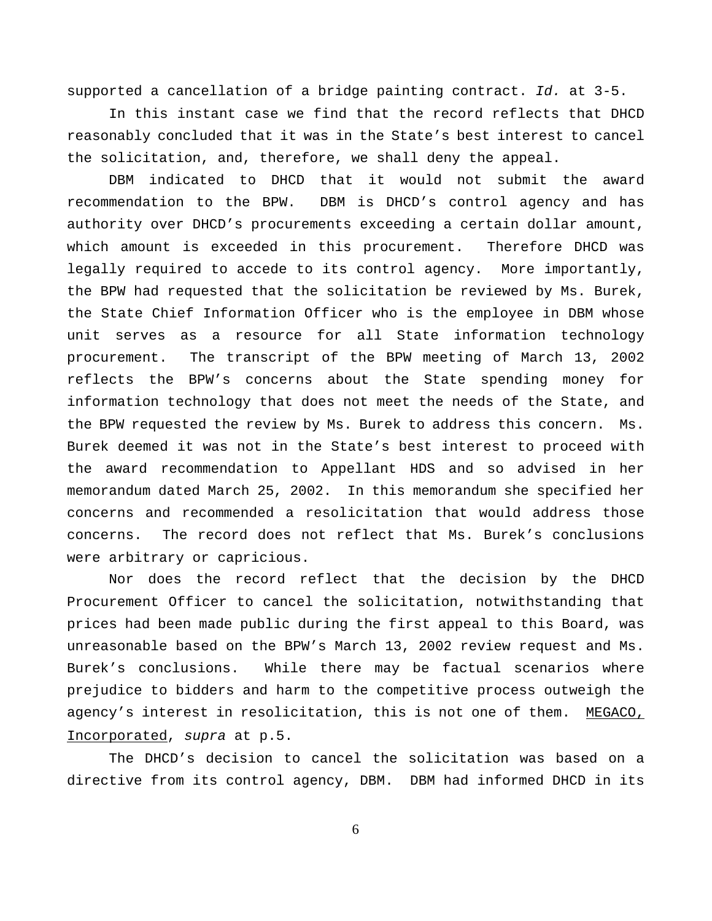supported a cancellation of a bridge painting contract. *Id.* at 3-5.

In this instant case we find that the record reflects that DHCD reasonably concluded that it was in the State's best interest to cancel the solicitation, and, therefore, we shall deny the appeal.

DBM indicated to DHCD that it would not submit the award recommendation to the BPW. DBM is DHCD's control agency and has authority over DHCD's procurements exceeding a certain dollar amount, which amount is exceeded in this procurement. Therefore DHCD was legally required to accede to its control agency. More importantly, the BPW had requested that the solicitation be reviewed by Ms. Burek, the State Chief Information Officer who is the employee in DBM whose unit serves as a resource for all State information technology procurement. The transcript of the BPW meeting of March 13, 2002 reflects the BPW's concerns about the State spending money for information technology that does not meet the needs of the State, and the BPW requested the review by Ms. Burek to address this concern. Ms. Burek deemed it was not in the State's best interest to proceed with the award recommendation to Appellant HDS and so advised in her memorandum dated March 25, 2002. In this memorandum she specified her concerns and recommended a resolicitation that would address those concerns. The record does not reflect that Ms. Burek's conclusions were arbitrary or capricious.

Nor does the record reflect that the decision by the DHCD Procurement Officer to cancel the solicitation, notwithstanding that prices had been made public during the first appeal to this Board, was unreasonable based on the BPW's March 13, 2002 review request and Ms. Burek's conclusions. While there may be factual scenarios where prejudice to bidders and harm to the competitive process outweigh the agency's interest in resolicitation, this is not one of them. <u>MEGACO, Incorporated</u>, *supra* at p.5.

The DHCD's decision to cancel the solicitation was based on a directive from its control agency, DBM. DBM had informed DHCD in its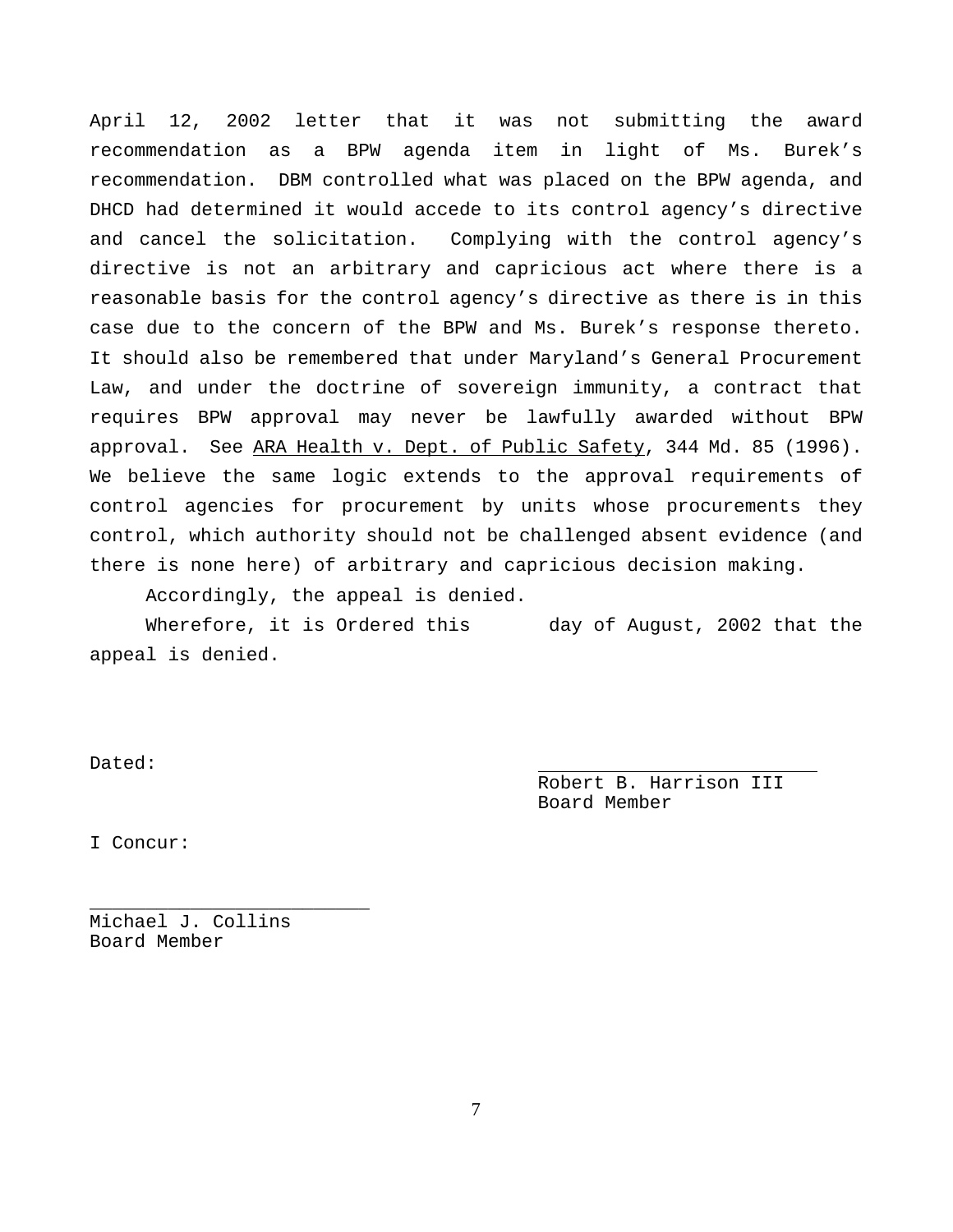April 12, 2002 letter that it was not submitting the award recommendation as a BPW agenda item in light of Ms. Burek's recommendation. DBM controlled what was placed on the BPW agenda, and DHCD had determined it would accede to its control agency's directive and cancel the solicitation. Complying with the control agency's directive is not an arbitrary and capricious act where there is a reasonable basis for the control agency's directive as there is in this case due to the concern of the BPW and Ms. Burek's response thereto. It should also be remembered that under Maryland's General Procurement Law, and under the doctrine of sovereign immunity, a contract that requires BPW approval may never be lawfully awarded without BPW approval. See ARA Health v. Dept. of Public Safety, 344 Md. 85 (1996). We believe the same logic extends to the approval requirements of control agencies for procurement by units whose procurements they control, which authority should not be challenged absent evidence (and there is none here) of arbitrary and capricious decision making.

Accordingly, the appeal is denied.

Wherefore, it is Ordered this day of August, 2002 that the appeal is denied.

Dated:

\_\_\_\_\_\_\_\_\_\_\_\_\_\_\_\_\_\_\_\_\_\_\_\_\_
Robert B. Harrison III
Board Member

I Concur:

\_\_\_\_\_\_\_\_\_\_\_\_\_\_\_\_\_\_\_\_\_\_\_\_\_
Michael J. Collins
Board Member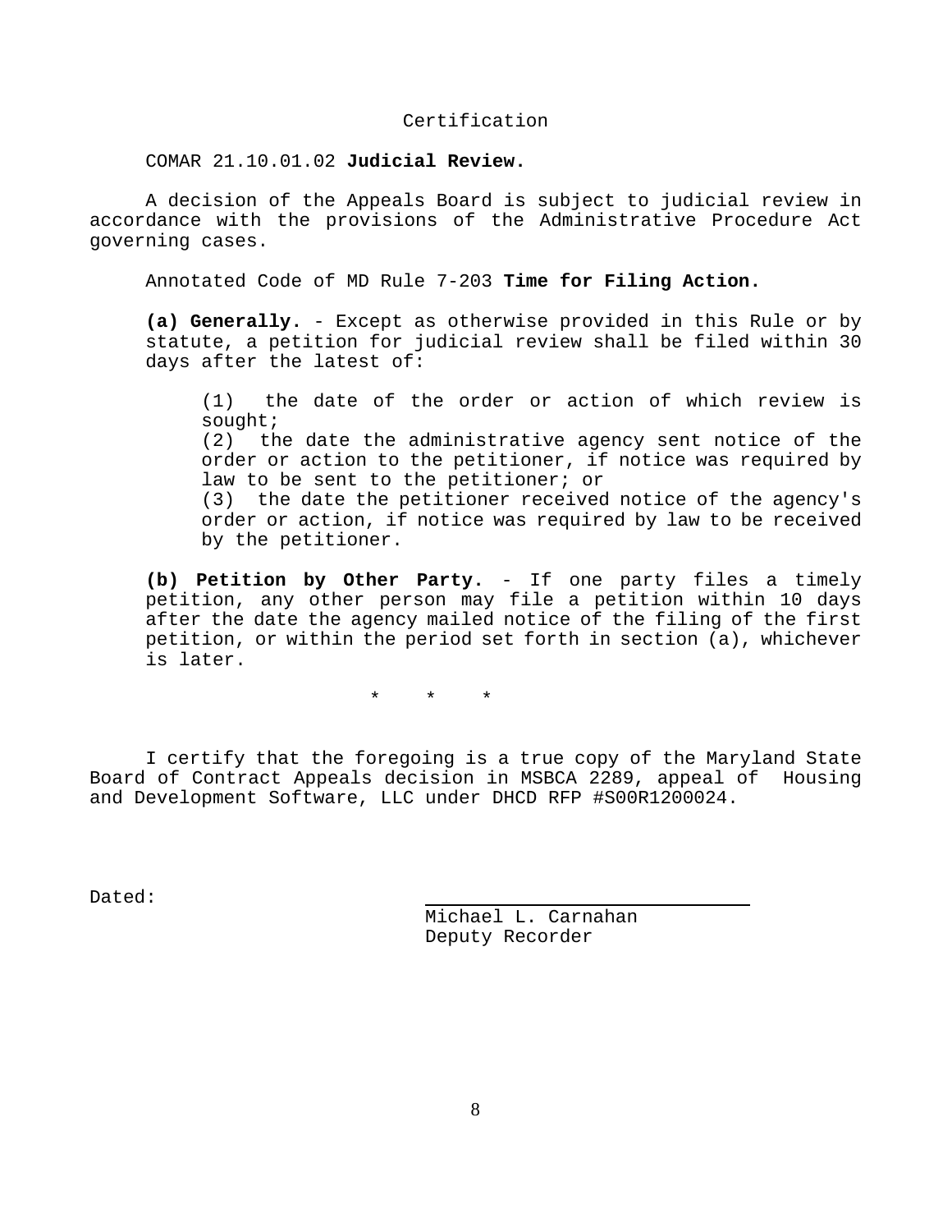Certification

COMAR 21.10.01.02 **Judicial Review.**

A decision of the Appeals Board is subject to judicial review in accordance with the provisions of the Administrative Procedure Act governing cases.

Annotated Code of MD Rule 7-203 **Time for Filing Action.**

**(a) Generally.** - Except as otherwise provided in this Rule or by statute, a petition for judicial review shall be filed within 30 days after the latest of:

(1) the date of the order or action of which review is sought;
(2) the date the administrative agency sent notice of the order or action to the petitioner, if notice was required by law to be sent to the petitioner; or
(3) the date the petitioner received notice of the agency's order or action, if notice was required by law to be received by the petitioner.

**(b) Petition by Other Party.** - If one party files a timely petition, any other person may file a petition within 10 days after the date the agency mailed notice of the filing of the first petition, or within the period set forth in section (a), whichever is later.

\* \* \*

I certify that the foregoing is a true copy of the Maryland State Board of Contract Appeals decision in MSBCA 2289, appeal of Housing and Development Software, LLC under DHCD RFP #S00R1200024.

Dated:

Michael L. Carnahan
Deputy Recorder